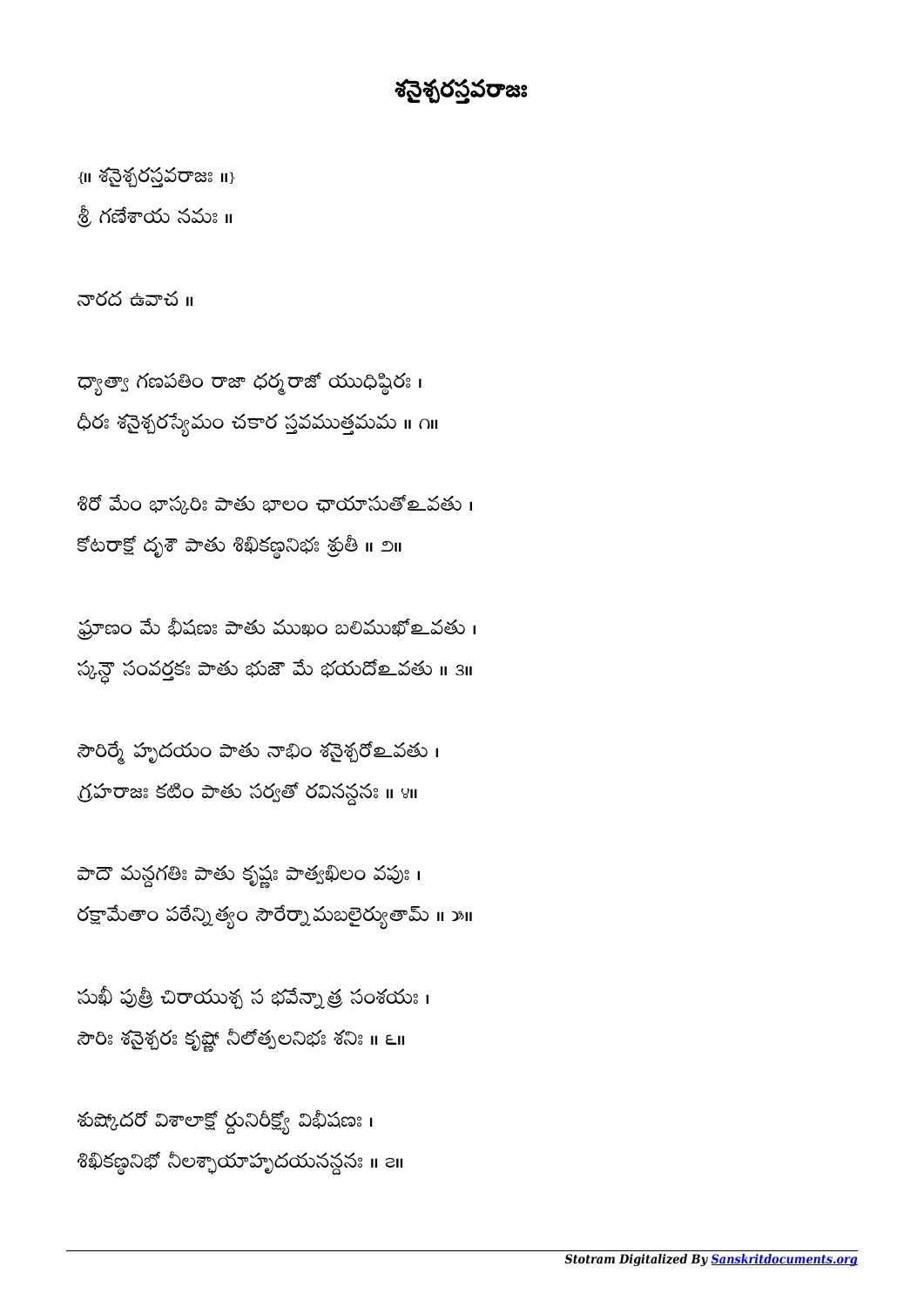# శనైశ్చరస్తవరాజః

{॥ శనైశ్చరస్తవరాజః ॥}

శ్రీ గణేశాయ నమః ॥

నారద ఉవాచ ॥

ధ్యాత్వా గణపతిం రాజా ధర్మరాజో యుధిష్ఠిరః ।
ధీరః శనైశ్చరస్యేమం చకార స్తవముత్తమమ ॥ ౧॥

శిరో మేం భాస్కరిః పాతు భాలం ఛాయాసుతోఽవతు ।
కోటరాక్షో దృశౌ పాతు శిఖికణ్ఠనిభః శ్రుతీ ॥ ౨॥

ఘ్రాణం మే భీషణః పాతు ముఖం బలిముఖోఽవతు ।
స్కన్ధౌ సంవర్తకః పాతు భుజౌ మే భయదోఽవతు ॥ ౩॥

సౌరిర్మే హృదయం పాతు నాభిం శనైశ్చరోఽవతు ।
గ్రహరాజః కటిం పాతు సర్వతో రవినన్దనః ॥ ౪॥

పాదౌ మన్దగతిః పాతు కృష్ణః పాత్వఖిలం వపుః ।
రక్షామేతాం పఠేన్నిత్యం సౌరేర్నామబలైర్యుతామ్ ॥ ౫॥

సుఖీ పుత్రీ చిరాయుశ్చ స భవేన్నాత్ర సంశయః ।
సౌరిః శనైశ్చరః కృష్ణో నీలోత్పలనిభః శనిః ॥ ౬॥

శుష్కోదరో విశాలాక్షో ర్దునిరీక్ష్యో విభీషణః ।
శిఖికణ్ఠనిభో నీలశ్ఛాయాహృదయనన్దనః ॥ ౭॥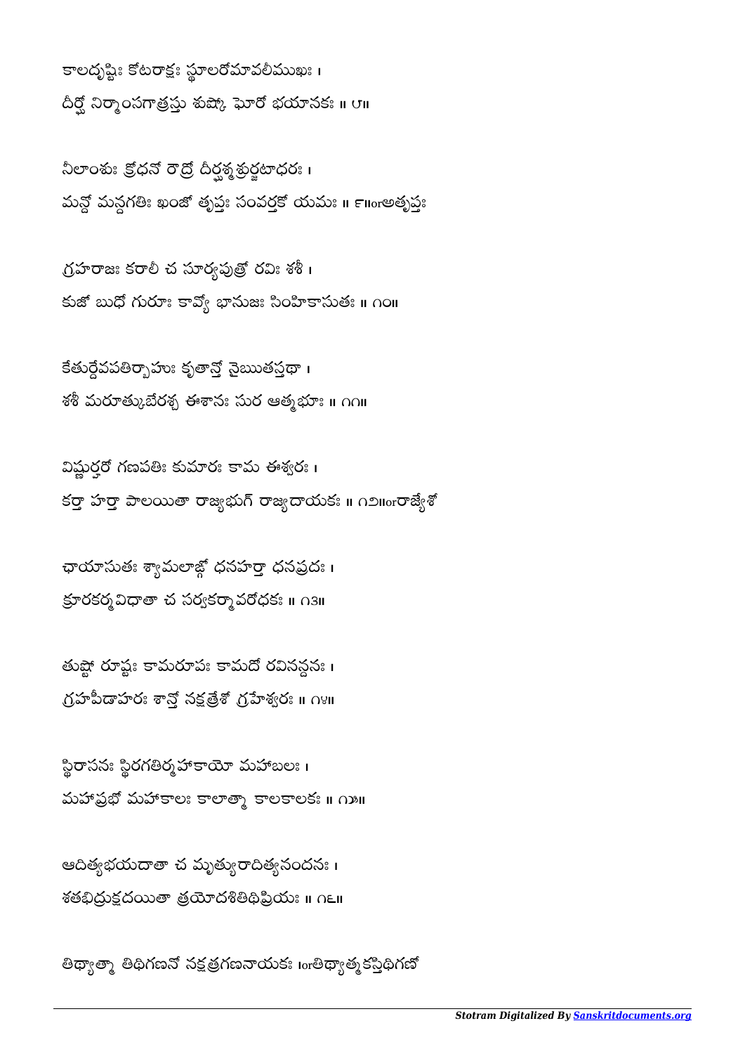కాలదృష్టిః కోటరాక్షః స్థూలరోమావలీముఖః ।
దీర్ఘో నిర్మాంసగాత్రస్తు శుష్కో ఘోరో భయానకః ॥ ౮॥

నీలాంశుః క్రోధనో రౌద్రో దీర్ఘశ్మశ్రుర్జటాధరః ।
మన్దో మన్దగతిః ఖంజో తృప్తః సంవర్తకో యమః ॥ ౯॥orఅతృప్తః

గ్రహరాజః కరాలీ చ సూర్యపుత్రో రవిః శశీ ।
కుజో బుధో గురూః కావ్యో భానుజః సింహికాసుతః ॥ ౧౦॥

కేతుర్దేవపతిర్బాహుః కృతాన్తో నైఋతస్తథా ।
శశీ మరూత్కుబేరశ్చ ఈశానః సుర ఆత్మభూః ॥ ౧౧॥

విష్ణుర్హరో గణపతిః కుమారః కామ ఈశ్వరః ।
కర్తా హర్తా పాలయితా రాజ్యభుగ్ రాజ్యదాయకః ॥ ౧౨॥orరాజ్యేశో

ఛాయాసుతః శ్యామలాఙ్గో ధనహర్తా ధనప్రదః ।
క్రూరకర్మవిధాతా చ సర్వకర్మావరోధకః ॥ ౧౩॥

తుష్టో రూష్టః కామరూపః కామదో రవినన్దనః ।
గ్రహపీడాహరః శాన్తో నక్షత్రేశో గ్రహేశ్వరః ॥ ౧౪॥

స్థిరాసనః స్థిరగతిర్మహాకాయో మహాబలః ।
మహాప్రభో మహాకాలః కాలాత్మా కాలకాలకః ॥ ౧౫॥

ఆదిత్యభయదాతా చ మృత్యురాదిత్యనందనః ।
శతభిద్రుక్షదయితా త్రయోదశితిథిప్రియః ॥ ౧౬॥

తిథ్యాత్మా తిథిగణనో నక్షత్రగణనాయకః ।orతిథ్యాత్మకస్తిథిగణో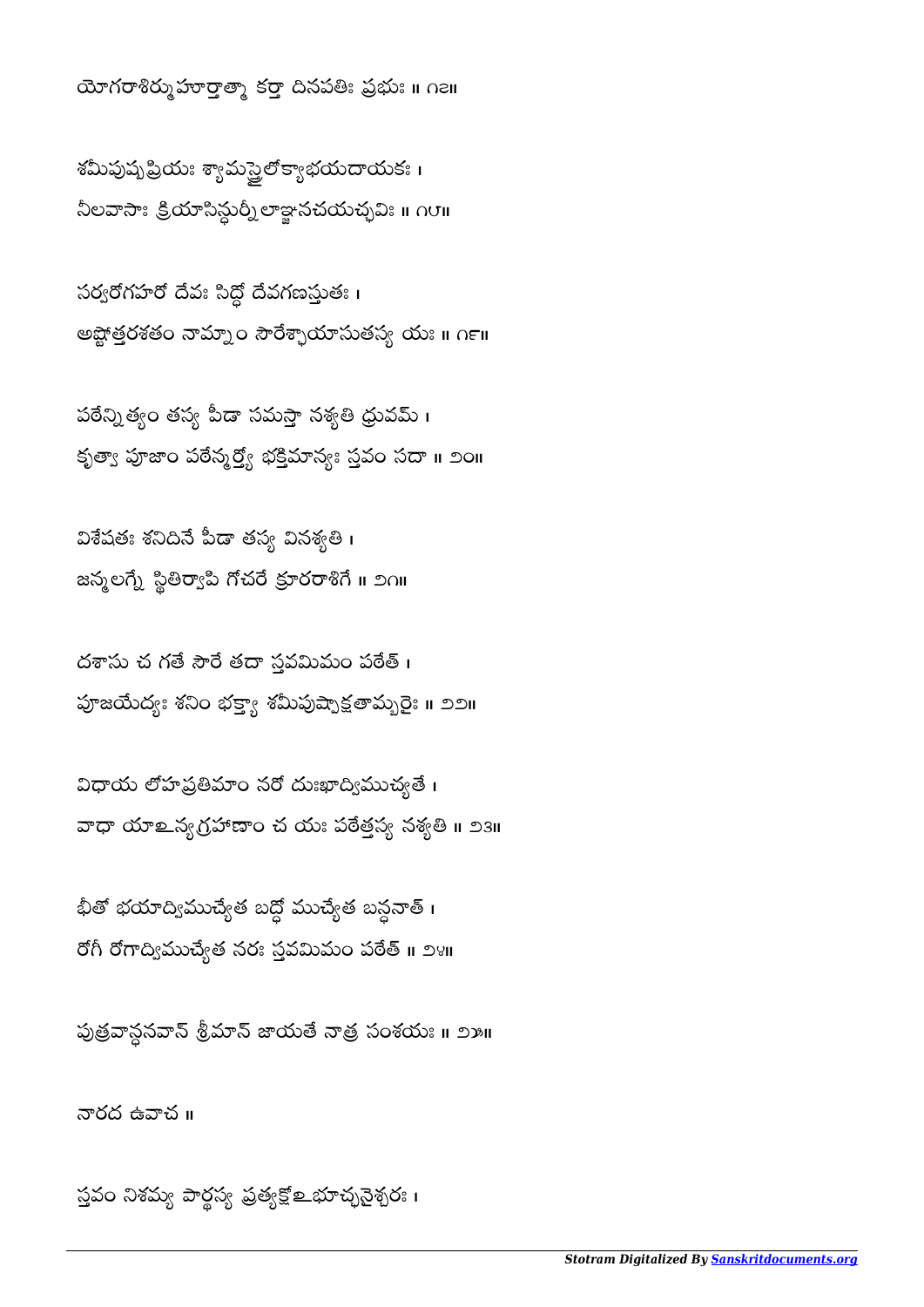యోగరాశిర్ముహూర్తాత్మా కర్తా దినపతిః ప్రభుః ॥ ౧౭॥

శమీపుష్పప్రియః శ్యామస్త్రైలోక్యాభయదాయకః ।
నీలవాసాః క్రియాసిన్ధుర్నీలాఞ్జనచయచ్ఛవిః ॥ ౧౮॥

సర్వరోగహరో దేవః సిద్ధో దేవగణస్తుతః ।
అష్టోత్తరశతం నామ్నాం సౌరేశ్ఛాయాసుతస్య యః ॥ ౧౯॥

పఠేన్నిత్యం తస్య పీడా సమస్తా నశ్యతి ధ్రువమ్ ।
కృత్వా పూజాం పఠేన్మర్త్యో భక్తిమాన్యః స్తవం సదా ॥ ౨౦॥

విశేషతః శనిదినే పీడా తస్య వినశ్యతి ।
జన్మలగ్నే స్థితిర్వాపి గోచరే క్రూరరాశిగే ॥ ౨౧॥

దశాసు చ గతే సౌరే తదా స్తవమిమం పఠేత్ ।
పూజయేద్యః శనిం భక్త్యా శమీపుష్పాక్షతామ్బరైః ॥ ౨౨॥

విధాయ లోహప్రతిమాం నరో దుఃఖాద్విముచ్యతే ।
వాధా యాఽన్యగ్రహాణాం చ యః పఠేత్తస్య నశ్యతి ॥ ౨౩॥

భీతో భయాద్విముచ్యేత బద్ధో ముచ్యేత బన్ధనాత్ ।
రోగీ రోగాద్విముచ్యేత నరః స్తవమిమం పఠేత్ ॥ ౨౪॥

పుత్రవాన్ధనవాన్ శ్రీమాన్ జాయతే నాత్ర సంశయః ॥ ౨౫॥

నారద ఉవాచ ॥

స్తవం నిశమ్య పార్థస్య ప్రత్యక్షోఽభూచ్ఛనైశ్చరః ।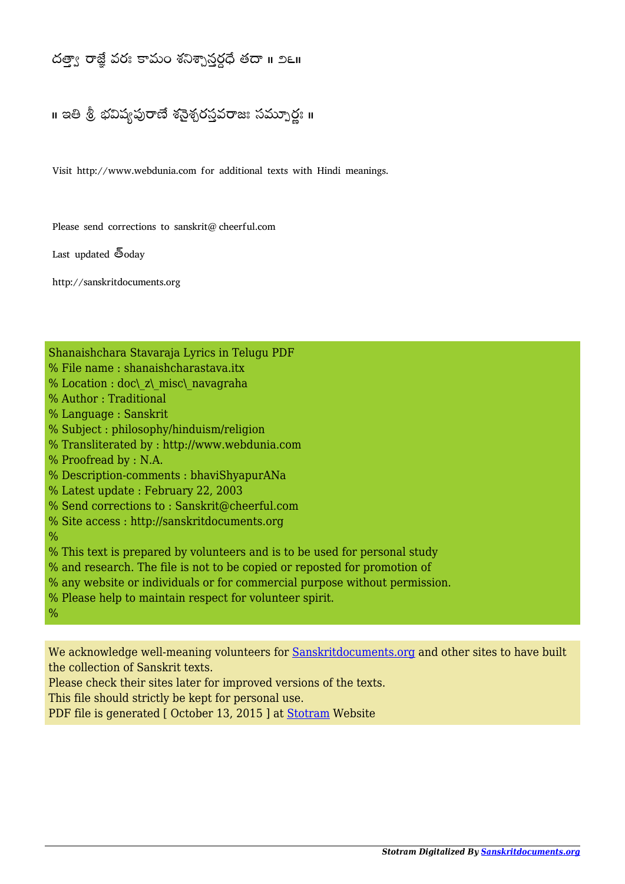దత్త్వా రాజ్ఞే వరః కామం శనిశ్చాన్తర్దధే తదా ॥ ౨౬॥

॥ ఇతి శ్రీ భవిష్యపురాణే శనైశ్చరస్తవరాజః సమ్పూర్ణః ॥

Visit http://www.webdunia.com for additional texts with Hindi meanings.

Please send corrections to sanskrit@ cheerful.com

Last updated త్oday

http://sanskritdocuments.org

Shanaishchara Stavaraja Lyrics in Telugu PDF
% File name : shanaishcharastava.itx
% Location : doc\_z\_misc\_navagraha
% Author : Traditional
% Language : Sanskrit
% Subject : philosophy/hinduism/religion
% Transliterated by : http://www.webdunia.com
% Proofread by : N.A.
% Description-comments : bhaviShyapurANa
% Latest update : February 22, 2003
% Send corrections to : Sanskrit@cheerful.com
% Site access : http://sanskritdocuments.org
%
% This text is prepared by volunteers and is to be used for personal study
% and research. The file is not to be copied or reposted for promotion of
% any website or individuals or for commercial purpose without permission.
% Please help to maintain respect for volunteer spirit.
%

We acknowledge well-meaning volunteers for Sanskritdocuments.org and other sites to have built the collection of Sanskrit texts.
Please check their sites later for improved versions of the texts.
This file should strictly be kept for personal use.
PDF file is generated [ October 13, 2015 ] at Stotram Website